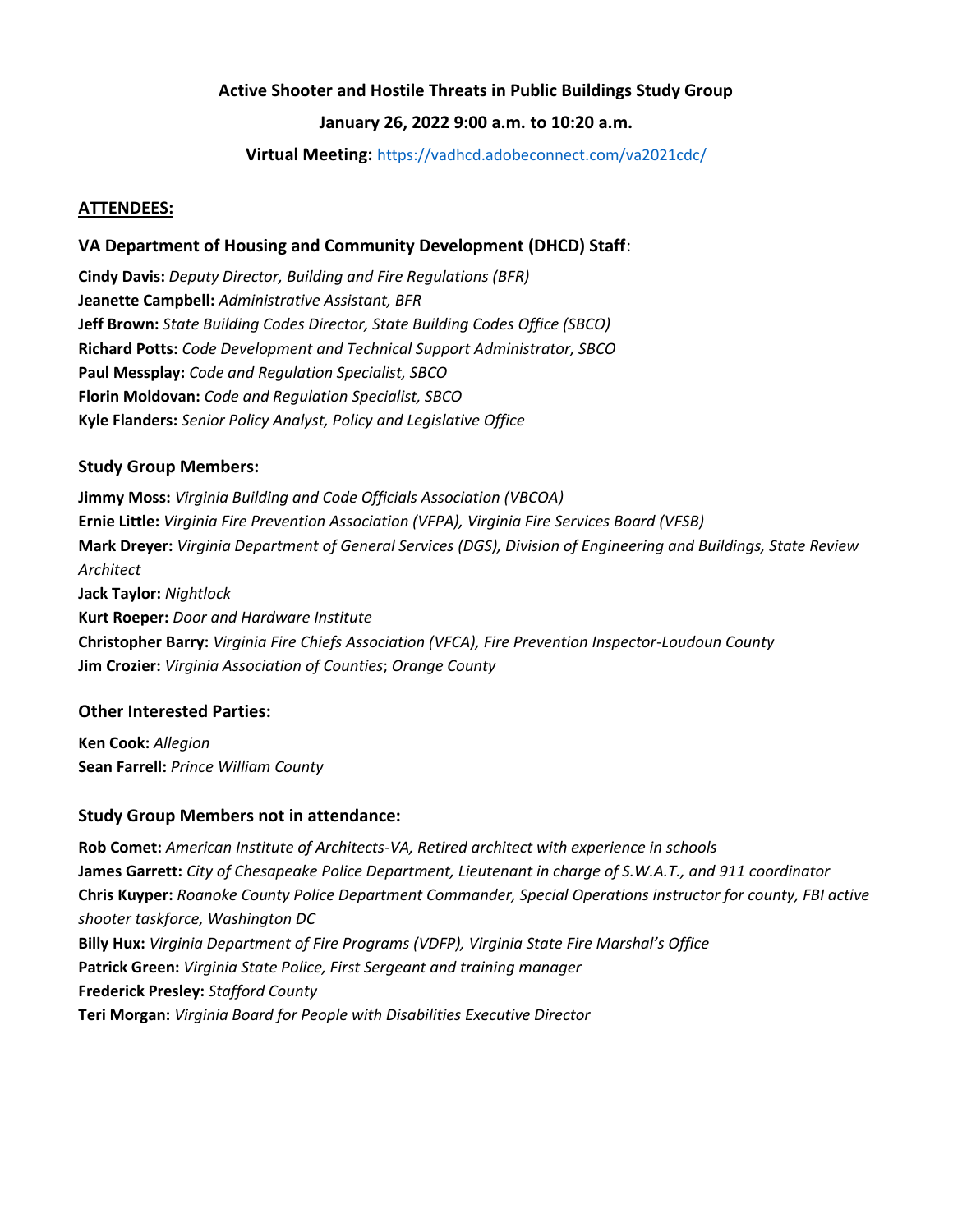**Active Shooter and Hostile Threats in Public Buildings Study Group**

**January 26, 2022 9:00 a.m. to 10:20 a.m.**

**Virtual Meeting:** https://vadhcd.adobeconnect.com/va2021cdc/

## ATTENDEES:

### VA Department of Housing and Community Development (DHCD) Staff:

**Cindy Davis:** *Deputy Director, Building and Fire Regulations (BFR)*
**Jeanette Campbell:** *Administrative Assistant, BFR*
**Jeff Brown:** *State Building Codes Director, State Building Codes Office (SBCO)*
**Richard Potts:** *Code Development and Technical Support Administrator, SBCO*
**Paul Messplay:** *Code and Regulation Specialist, SBCO*
**Florin Moldovan:** *Code and Regulation Specialist, SBCO*
**Kyle Flanders:** *Senior Policy Analyst, Policy and Legislative Office*

### Study Group Members:

**Jimmy Moss:** *Virginia Building and Code Officials Association (VBCOA)*
**Ernie Little:** *Virginia Fire Prevention Association (VFPA), Virginia Fire Services Board (VFSB)*
**Mark Dreyer:** *Virginia Department of General Services (DGS), Division of Engineering and Buildings, State Review Architect*
**Jack Taylor:** *Nightlock*
**Kurt Roeper:** *Door and Hardware Institute*
**Christopher Barry:** *Virginia Fire Chiefs Association (VFCA), Fire Prevention Inspector-Loudoun County*
**Jim Crozier:** *Virginia Association of Counties*; *Orange County*

### Other Interested Parties:

**Ken Cook:** *Allegion*
**Sean Farrell:** *Prince William County*

### Study Group Members not in attendance:

**Rob Comet:** *American Institute of Architects-VA, Retired architect with experience in schools*
**James Garrett:** *City of Chesapeake Police Department, Lieutenant in charge of S.W.A.T., and 911 coordinator*
**Chris Kuyper:** *Roanoke County Police Department Commander, Special Operations instructor for county, FBI active shooter taskforce, Washington DC*
**Billy Hux:** *Virginia Department of Fire Programs (VDFP), Virginia State Fire Marshal's Office*
**Patrick Green:** *Virginia State Police, First Sergeant and training manager*
**Frederick Presley:** *Stafford County*
**Teri Morgan:** *Virginia Board for People with Disabilities Executive Director*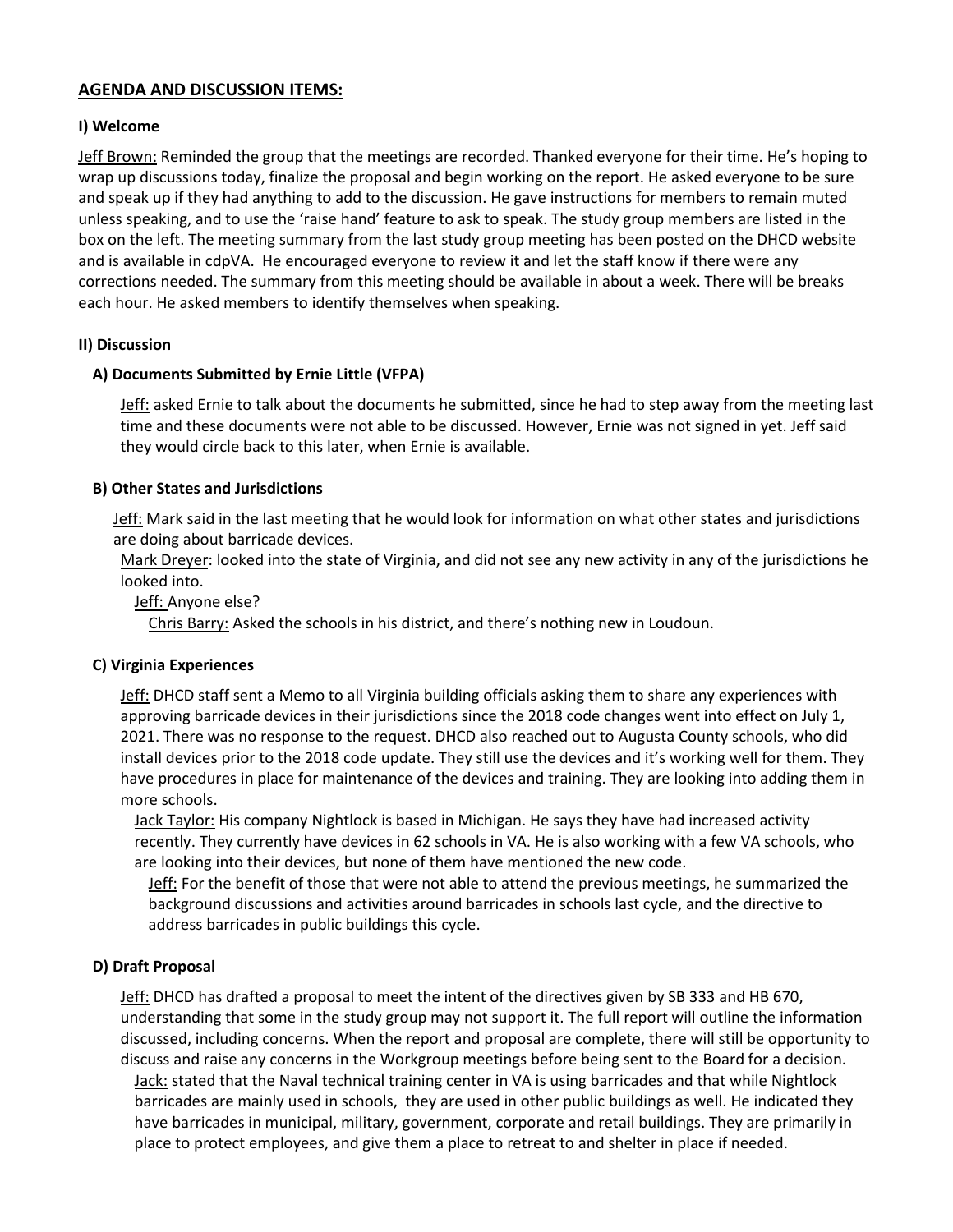## AGENDA AND DISCUSSION ITEMS:

### I) Welcome

Jeff Brown: Reminded the group that the meetings are recorded. Thanked everyone for their time. He's hoping to wrap up discussions today, finalize the proposal and begin working on the report. He asked everyone to be sure and speak up if they had anything to add to the discussion. He gave instructions for members to remain muted unless speaking, and to use the 'raise hand' feature to ask to speak. The study group members are listed in the box on the left. The meeting summary from the last study group meeting has been posted on the DHCD website and is available in cdpVA. He encouraged everyone to review it and let the staff know if there were any corrections needed. The summary from this meeting should be available in about a week. There will be breaks each hour. He asked members to identify themselves when speaking.

### II) Discussion

#### A) Documents Submitted by Ernie Little (VFPA)

Jeff: asked Ernie to talk about the documents he submitted, since he had to step away from the meeting last time and these documents were not able to be discussed. However, Ernie was not signed in yet. Jeff said they would circle back to this later, when Ernie is available.

#### B) Other States and Jurisdictions

Jeff: Mark said in the last meeting that he would look for information on what other states and jurisdictions are doing about barricade devices.

Mark Dreyer: looked into the state of Virginia, and did not see any new activity in any of the jurisdictions he looked into.

Jeff: Anyone else?

Chris Barry: Asked the schools in his district, and there's nothing new in Loudoun.

#### C) Virginia Experiences

Jeff: DHCD staff sent a Memo to all Virginia building officials asking them to share any experiences with approving barricade devices in their jurisdictions since the 2018 code changes went into effect on July 1, 2021. There was no response to the request. DHCD also reached out to Augusta County schools, who did install devices prior to the 2018 code update. They still use the devices and it's working well for them. They have procedures in place for maintenance of the devices and training. They are looking into adding them in more schools.

Jack Taylor: His company Nightlock is based in Michigan. He says they have had increased activity recently. They currently have devices in 62 schools in VA. He is also working with a few VA schools, who are looking into their devices, but none of them have mentioned the new code.

Jeff: For the benefit of those that were not able to attend the previous meetings, he summarized the background discussions and activities around barricades in schools last cycle, and the directive to address barricades in public buildings this cycle.

#### D) Draft Proposal

Jeff: DHCD has drafted a proposal to meet the intent of the directives given by SB 333 and HB 670, understanding that some in the study group may not support it. The full report will outline the information discussed, including concerns. When the report and proposal are complete, there will still be opportunity to discuss and raise any concerns in the Workgroup meetings before being sent to the Board for a decision.

Jack: stated that the Naval technical training center in VA is using barricades and that while Nightlock barricades are mainly used in schools, they are used in other public buildings as well. He indicated they have barricades in municipal, military, government, corporate and retail buildings. They are primarily in place to protect employees, and give them a place to retreat to and shelter in place if needed.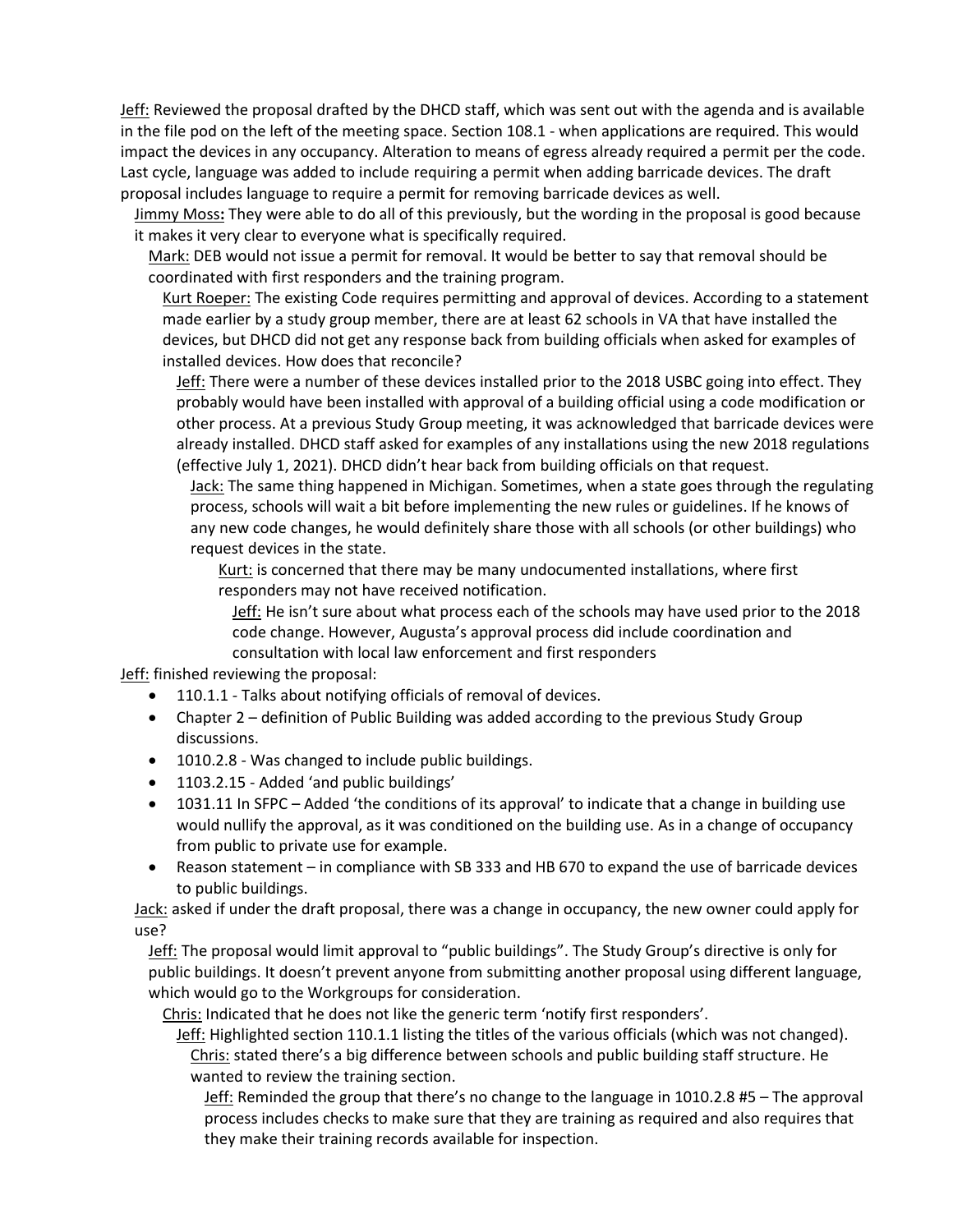Jeff: Reviewed the proposal drafted by the DHCD staff, which was sent out with the agenda and is available in the file pod on the left of the meeting space. Section 108.1 - when applications are required. This would impact the devices in any occupancy. Alteration to means of egress already required a permit per the code. Last cycle, language was added to include requiring a permit when adding barricade devices. The draft proposal includes language to require a permit for removing barricade devices as well.

Jimmy Moss**:** They were able to do all of this previously, but the wording in the proposal is good because it makes it very clear to everyone what is specifically required.

Mark: DEB would not issue a permit for removal. It would be better to say that removal should be coordinated with first responders and the training program.

Kurt Roeper: The existing Code requires permitting and approval of devices. According to a statement made earlier by a study group member, there are at least 62 schools in VA that have installed the devices, but DHCD did not get any response back from building officials when asked for examples of installed devices. How does that reconcile?

Jeff: There were a number of these devices installed prior to the 2018 USBC going into effect. They probably would have been installed with approval of a building official using a code modification or other process. At a previous Study Group meeting, it was acknowledged that barricade devices were already installed. DHCD staff asked for examples of any installations using the new 2018 regulations (effective July 1, 2021). DHCD didn't hear back from building officials on that request.

Jack: The same thing happened in Michigan. Sometimes, when a state goes through the regulating process, schools will wait a bit before implementing the new rules or guidelines. If he knows of any new code changes, he would definitely share those with all schools (or other buildings) who request devices in the state.

Kurt: is concerned that there may be many undocumented installations, where first responders may not have received notification.

Jeff: He isn't sure about what process each of the schools may have used prior to the 2018 code change. However, Augusta's approval process did include coordination and consultation with local law enforcement and first responders

Jeff: finished reviewing the proposal:

- 110.1.1 - Talks about notifying officials of removal of devices.
- Chapter 2 – definition of Public Building was added according to the previous Study Group discussions.
- 1010.2.8 - Was changed to include public buildings.
- 1103.2.15 - Added 'and public buildings'
- 1031.11 In SFPC – Added 'the conditions of its approval' to indicate that a change in building use would nullify the approval, as it was conditioned on the building use. As in a change of occupancy from public to private use for example.
- Reason statement – in compliance with SB 333 and HB 670 to expand the use of barricade devices to public buildings.

Jack: asked if under the draft proposal, there was a change in occupancy, the new owner could apply for use?

Jeff: The proposal would limit approval to "public buildings". The Study Group's directive is only for public buildings. It doesn't prevent anyone from submitting another proposal using different language, which would go to the Workgroups for consideration.

Chris: Indicated that he does not like the generic term 'notify first responders'.

Jeff: Highlighted section 110.1.1 listing the titles of the various officials (which was not changed).

Chris: stated there's a big difference between schools and public building staff structure. He wanted to review the training section.

Jeff: Reminded the group that there's no change to the language in 1010.2.8 #5 – The approval process includes checks to make sure that they are training as required and also requires that they make their training records available for inspection.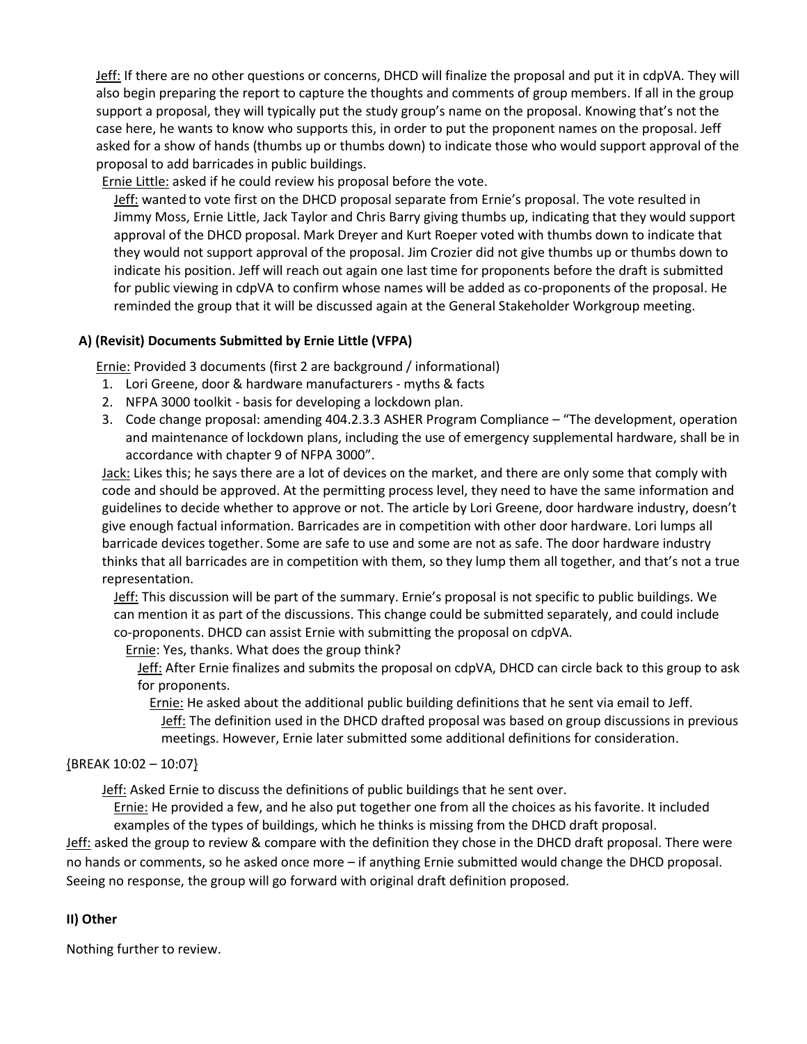Jeff: If there are no other questions or concerns, DHCD will finalize the proposal and put it in cdpVA. They will also begin preparing the report to capture the thoughts and comments of group members. If all in the group support a proposal, they will typically put the study group's name on the proposal. Knowing that's not the case here, he wants to know who supports this, in order to put the proponent names on the proposal. Jeff asked for a show of hands (thumbs up or thumbs down) to indicate those who would support approval of the proposal to add barricades in public buildings.

Ernie Little: asked if he could review his proposal before the vote.

Jeff: wanted to vote first on the DHCD proposal separate from Ernie's proposal. The vote resulted in Jimmy Moss, Ernie Little, Jack Taylor and Chris Barry giving thumbs up, indicating that they would support approval of the DHCD proposal. Mark Dreyer and Kurt Roeper voted with thumbs down to indicate that they would not support approval of the proposal. Jim Crozier did not give thumbs up or thumbs down to indicate his position. Jeff will reach out again one last time for proponents before the draft is submitted for public viewing in cdpVA to confirm whose names will be added as co-proponents of the proposal. He reminded the group that it will be discussed again at the General Stakeholder Workgroup meeting.

### A) (Revisit) Documents Submitted by Ernie Little (VFPA)

Ernie: Provided 3 documents (first 2 are background / informational)

1. Lori Greene, door & hardware manufacturers - myths & facts
2. NFPA 3000 toolkit - basis for developing a lockdown plan.
3. Code change proposal: amending 404.2.3.3 ASHER Program Compliance – "The development, operation and maintenance of lockdown plans, including the use of emergency supplemental hardware, shall be in accordance with chapter 9 of NFPA 3000".

Jack: Likes this; he says there are a lot of devices on the market, and there are only some that comply with code and should be approved. At the permitting process level, they need to have the same information and guidelines to decide whether to approve or not. The article by Lori Greene, door hardware industry, doesn't give enough factual information. Barricades are in competition with other door hardware. Lori lumps all barricade devices together. Some are safe to use and some are not as safe. The door hardware industry thinks that all barricades are in competition with them, so they lump them all together, and that's not a true representation.

Jeff: This discussion will be part of the summary. Ernie's proposal is not specific to public buildings. We can mention it as part of the discussions. This change could be submitted separately, and could include co-proponents. DHCD can assist Ernie with submitting the proposal on cdpVA.

Ernie: Yes, thanks. What does the group think?

Jeff: After Ernie finalizes and submits the proposal on cdpVA, DHCD can circle back to this group to ask for proponents.

Ernie: He asked about the additional public building definitions that he sent via email to Jeff.

Jeff: The definition used in the DHCD drafted proposal was based on group discussions in previous meetings. However, Ernie later submitted some additional definitions for consideration.

{BREAK 10:02 – 10:07}

Jeff: Asked Ernie to discuss the definitions of public buildings that he sent over.

Ernie: He provided a few, and he also put together one from all the choices as his favorite. It included examples of the types of buildings, which he thinks is missing from the DHCD draft proposal.

Jeff: asked the group to review & compare with the definition they chose in the DHCD draft proposal. There were no hands or comments, so he asked once more – if anything Ernie submitted would change the DHCD proposal. Seeing no response, the group will go forward with original draft definition proposed.

### II) Other

Nothing further to review.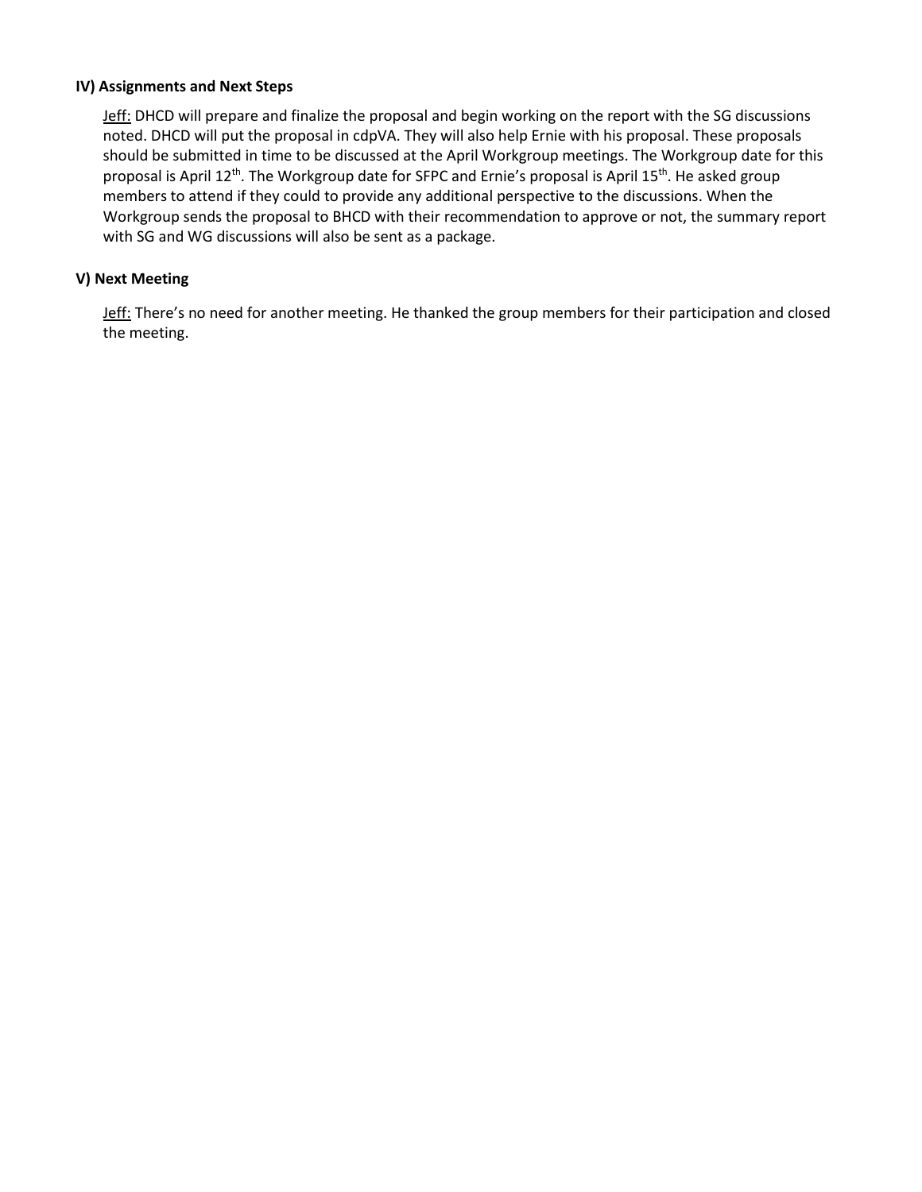### IV) Assignments and Next Steps

Jeff: DHCD will prepare and finalize the proposal and begin working on the report with the SG discussions noted. DHCD will put the proposal in cdpVA. They will also help Ernie with his proposal. These proposals should be submitted in time to be discussed at the April Workgroup meetings. The Workgroup date for this proposal is April 12th. The Workgroup date for SFPC and Ernie's proposal is April 15th. He asked group members to attend if they could to provide any additional perspective to the discussions. When the Workgroup sends the proposal to BHCD with their recommendation to approve or not, the summary report with SG and WG discussions will also be sent as a package.

### V) Next Meeting

Jeff: There's no need for another meeting. He thanked the group members for their participation and closed the meeting.